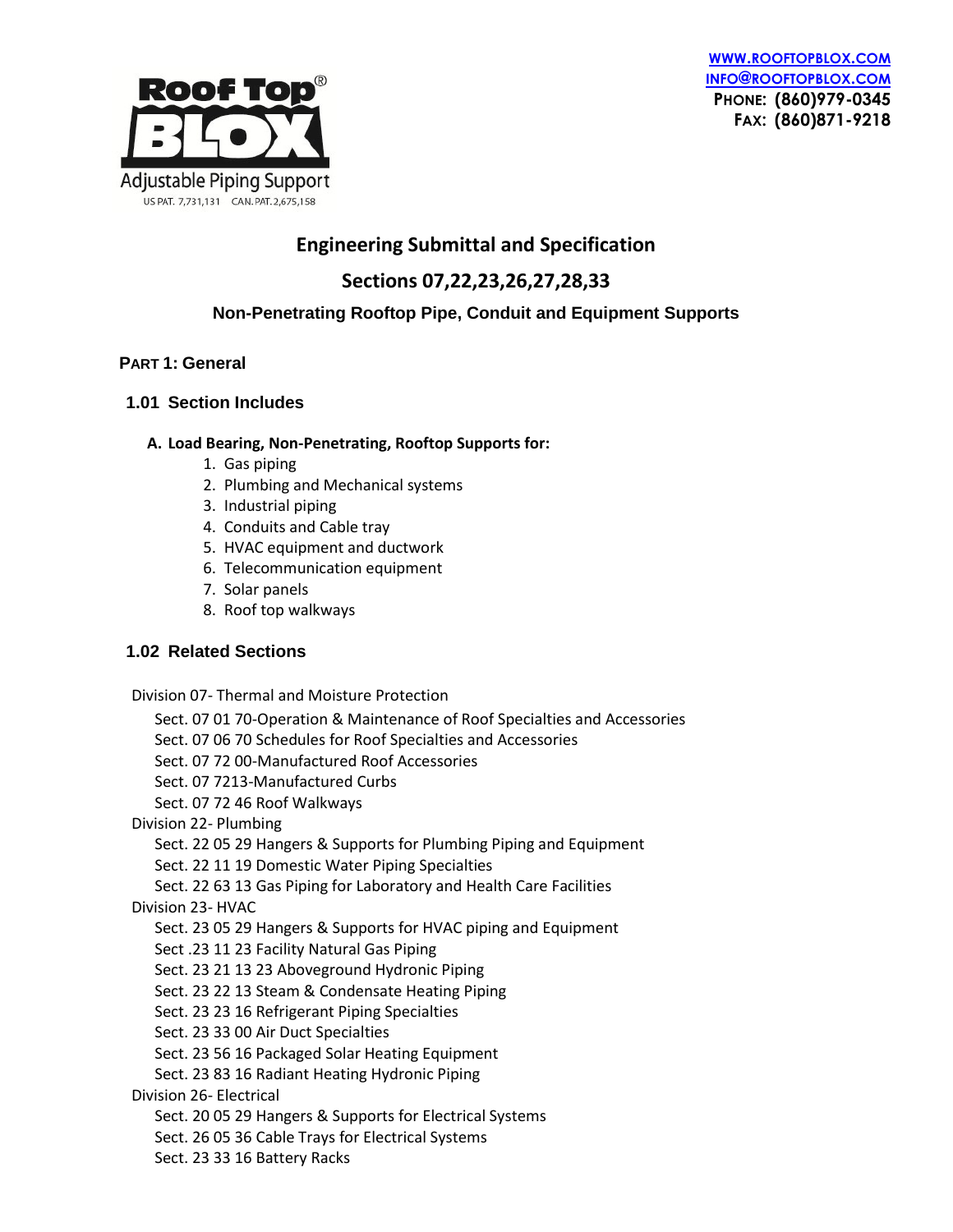Roof Top® BLOX

Adjustable Piping Support

US PAT. 7,731,131 CAN. PAT. 2,675,158

WWW.ROOFTOPBLOX.COM
INFO@ROOFTOPBLOX.COM
PHONE: (860)979-0345
FAX: (860)871-9218

# Engineering Submittal and Specification

## Sections 07,22,23,26,27,28,33

### Non-Penetrating Rooftop Pipe, Conduit and Equipment Supports

## PART 1: General

### 1.01 Section Includes

**A. Load Bearing, Non-Penetrating, Rooftop Supports for:**

1. Gas piping
2. Plumbing and Mechanical systems
3. Industrial piping
4. Conduits and Cable tray
5. HVAC equipment and ductwork
6. Telecommunication equipment
7. Solar panels
8. Roof top walkways

### 1.02 Related Sections

Division 07- Thermal and Moisture Protection
- Sect. 07 01 70-Operation & Maintenance of Roof Specialties and Accessories
- Sect. 07 06 70 Schedules for Roof Specialties and Accessories
- Sect. 07 72 00-Manufactured Roof Accessories
- Sect. 07 7213-Manufactured Curbs
- Sect. 07 72 46 Roof Walkways

Division 22- Plumbing
- Sect. 22 05 29 Hangers & Supports for Plumbing Piping and Equipment
- Sect. 22 11 19 Domestic Water Piping Specialties
- Sect. 22 63 13 Gas Piping for Laboratory and Health Care Facilities

Division 23- HVAC
- Sect. 23 05 29 Hangers & Supports for HVAC piping and Equipment
- Sect .23 11 23 Facility Natural Gas Piping
- Sect. 23 21 13 23 Aboveground Hydronic Piping
- Sect. 23 22 13 Steam & Condensate Heating Piping
- Sect. 23 23 16 Refrigerant Piping Specialties
- Sect. 23 33 00 Air Duct Specialties
- Sect. 23 56 16 Packaged Solar Heating Equipment
- Sect. 23 83 16 Radiant Heating Hydronic Piping

Division 26- Electrical
- Sect. 20 05 29 Hangers & Supports for Electrical Systems
- Sect. 26 05 36 Cable Trays for Electrical Systems
- Sect. 23 33 16 Battery Racks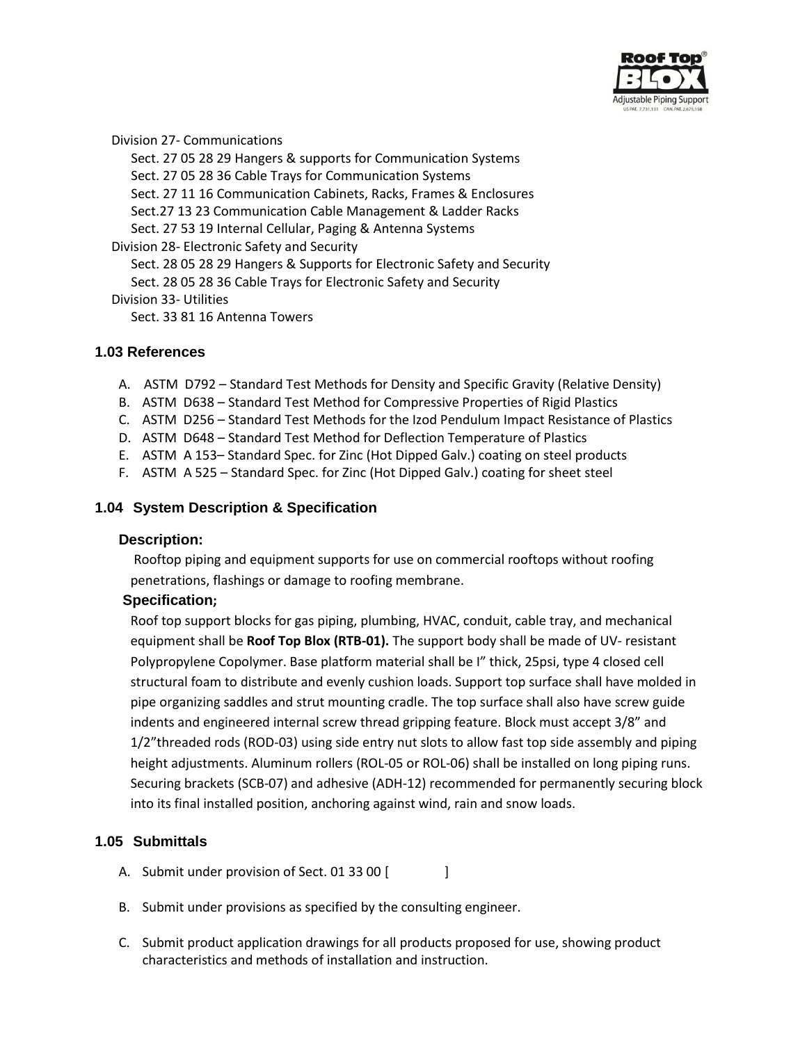Division 27- Communications

Sect. 27 05 28 29 Hangers & supports for Communication Systems
Sect. 27 05 28 36 Cable Trays for Communication Systems
Sect. 27 11 16 Communication Cabinets, Racks, Frames & Enclosures
Sect.27 13 23 Communication Cable Management & Ladder Racks
Sect. 27 53 19 Internal Cellular, Paging & Antenna Systems

Division 28- Electronic Safety and Security

Sect. 28 05 28 29 Hangers & Supports for Electronic Safety and Security
Sect. 28 05 28 36 Cable Trays for Electronic Safety and Security

Division 33- Utilities

Sect. 33 81 16 Antenna Towers

### 1.03 References

A. ASTM D792 – Standard Test Methods for Density and Specific Gravity (Relative Density)
B. ASTM D638 – Standard Test Method for Compressive Properties of Rigid Plastics
C. ASTM D256 – Standard Test Methods for the Izod Pendulum Impact Resistance of Plastics
D. ASTM D648 – Standard Test Method for Deflection Temperature of Plastics
E. ASTM A 153– Standard Spec. for Zinc (Hot Dipped Galv.) coating on steel products
F. ASTM A 525 – Standard Spec. for Zinc (Hot Dipped Galv.) coating for sheet steel

### 1.04 System Description & Specification

#### Description:

Rooftop piping and equipment supports for use on commercial rooftops without roofing penetrations, flashings or damage to roofing membrane.

#### Specification;

Roof top support blocks for gas piping, plumbing, HVAC, conduit, cable tray, and mechanical equipment shall be **Roof Top Blox (RTB-01).** The support body shall be made of UV- resistant Polypropylene Copolymer. Base platform material shall be I" thick, 25psi, type 4 closed cell structural foam to distribute and evenly cushion loads. Support top surface shall have molded in pipe organizing saddles and strut mounting cradle. The top surface shall also have screw guide indents and engineered internal screw thread gripping feature. Block must accept 3/8" and 1/2"threaded rods (ROD-03) using side entry nut slots to allow fast top side assembly and piping height adjustments. Aluminum rollers (ROL-05 or ROL-06) shall be installed on long piping runs. Securing brackets (SCB-07) and adhesive (ADH-12) recommended for permanently securing block into its final installed position, anchoring against wind, rain and snow loads.

### 1.05 Submittals

A. Submit under provision of Sect. 01 33 00 [ ]

B. Submit under provisions as specified by the consulting engineer.

C. Submit product application drawings for all products proposed for use, showing product characteristics and methods of installation and instruction.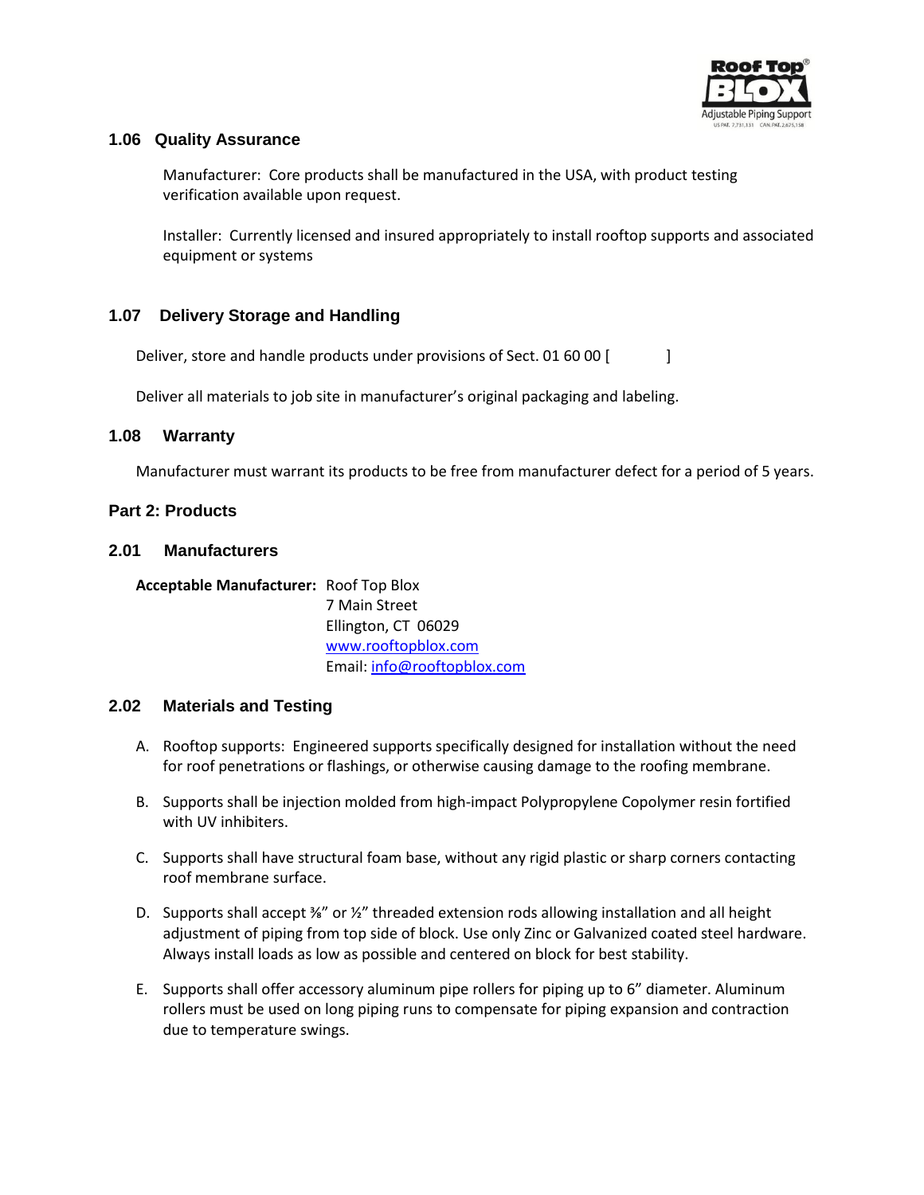## 1.06 Quality Assurance

Manufacturer: Core products shall be manufactured in the USA, with product testing verification available upon request.

Installer: Currently licensed and insured appropriately to install rooftop supports and associated equipment or systems

## 1.07 Delivery Storage and Handling

Deliver, store and handle products under provisions of Sect. 01 60 00 [ ]

Deliver all materials to job site in manufacturer's original packaging and labeling.

## 1.08 Warranty

Manufacturer must warrant its products to be free from manufacturer defect for a period of 5 years.

# Part 2: Products

## 2.01 Manufacturers

**Acceptable Manufacturer:** Roof Top Blox
7 Main Street
Ellington, CT 06029
www.rooftopblox.com
Email: info@rooftopblox.com

## 2.02 Materials and Testing

A. Rooftop supports: Engineered supports specifically designed for installation without the need for roof penetrations or flashings, or otherwise causing damage to the roofing membrane.

B. Supports shall be injection molded from high-impact Polypropylene Copolymer resin fortified with UV inhibiters.

C. Supports shall have structural foam base, without any rigid plastic or sharp corners contacting roof membrane surface.

D. Supports shall accept ⅜" or ½" threaded extension rods allowing installation and all height adjustment of piping from top side of block. Use only Zinc or Galvanized coated steel hardware. Always install loads as low as possible and centered on block for best stability.

E. Supports shall offer accessory aluminum pipe rollers for piping up to 6" diameter. Aluminum rollers must be used on long piping runs to compensate for piping expansion and contraction due to temperature swings.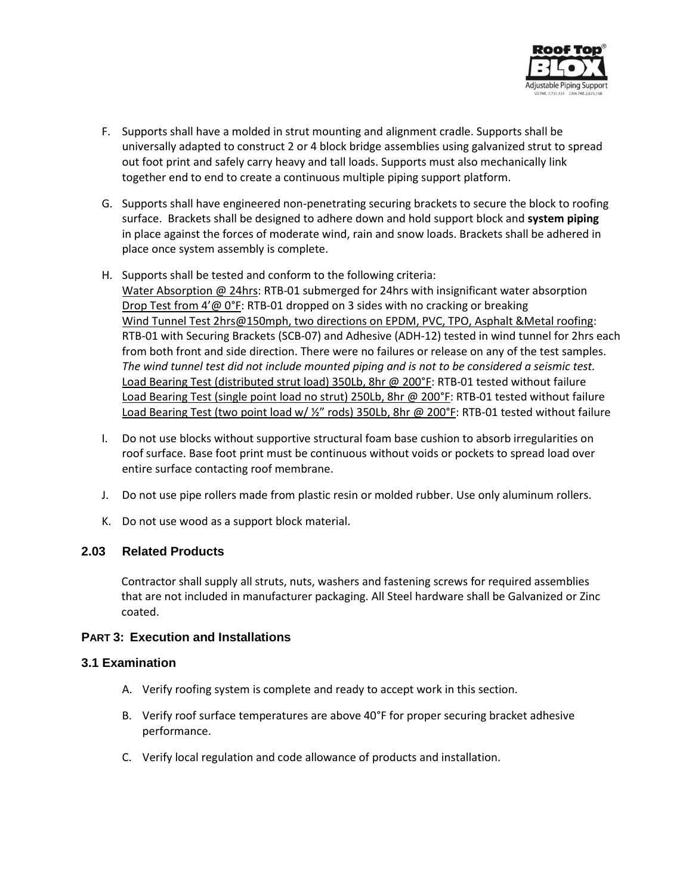F. Supports shall have a molded in strut mounting and alignment cradle. Supports shall be universally adapted to construct 2 or 4 block bridge assemblies using galvanized strut to spread out foot print and safely carry heavy and tall loads. Supports must also mechanically link together end to end to create a continuous multiple piping support platform.

G. Supports shall have engineered non-penetrating securing brackets to secure the block to roofing surface. Brackets shall be designed to adhere down and hold support block and **system piping** in place against the forces of moderate wind, rain and snow loads. Brackets shall be adhered in place once system assembly is complete.

H. Supports shall be tested and conform to the following criteria:
<u>Water Absorption @ 24hrs</u>: RTB-01 submerged for 24hrs with insignificant water absorption
<u>Drop Test from 4'@ 0°F</u>: RTB-01 dropped on 3 sides with no cracking or breaking
<u>Wind Tunnel Test 2hrs@150mph, two directions on EPDM, PVC, TPO, Asphalt &Metal roofing</u>: RTB-01 with Securing Brackets (SCB-07) and Adhesive (ADH-12) tested in wind tunnel for 2hrs each from both front and side direction. There were no failures or release on any of the test samples. *The wind tunnel test did not include mounted piping and is not to be considered a seismic test.*
<u>Load Bearing Test (distributed strut load) 350Lb, 8hr @ 200°F</u>: RTB-01 tested without failure
<u>Load Bearing Test (single point load no strut) 250Lb, 8hr @ 200°F</u>: RTB-01 tested without failure
<u>Load Bearing Test (two point load w/ ½" rods) 350Lb, 8hr @ 200°F</u>: RTB-01 tested without failure

I. Do not use blocks without supportive structural foam base cushion to absorb irregularities on roof surface. Base foot print must be continuous without voids or pockets to spread load over entire surface contacting roof membrane.

J. Do not use pipe rollers made from plastic resin or molded rubber. Use only aluminum rollers.

K. Do not use wood as a support block material.

## 2.03 Related Products

Contractor shall supply all struts, nuts, washers and fastening screws for required assemblies that are not included in manufacturer packaging. All Steel hardware shall be Galvanized or Zinc coated.

## PART 3: Execution and Installations

### 3.1 Examination

A. Verify roofing system is complete and ready to accept work in this section.

B. Verify roof surface temperatures are above 40°F for proper securing bracket adhesive performance.

C. Verify local regulation and code allowance of products and installation.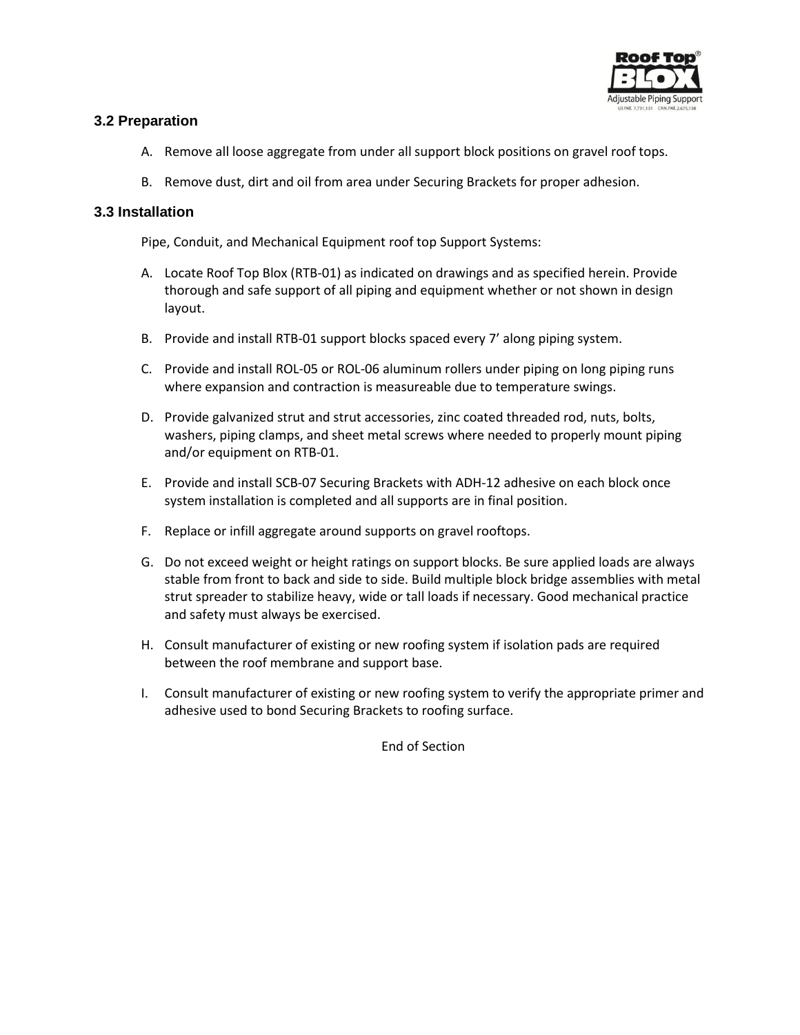### 3.2 Preparation

A. Remove all loose aggregate from under all support block positions on gravel roof tops.

B. Remove dust, dirt and oil from area under Securing Brackets for proper adhesion.

### 3.3 Installation

Pipe, Conduit, and Mechanical Equipment roof top Support Systems:

A. Locate Roof Top Blox (RTB-01) as indicated on drawings and as specified herein. Provide thorough and safe support of all piping and equipment whether or not shown in design layout.

B. Provide and install RTB-01 support blocks spaced every 7' along piping system.

C. Provide and install ROL-05 or ROL-06 aluminum rollers under piping on long piping runs where expansion and contraction is measureable due to temperature swings.

D. Provide galvanized strut and strut accessories, zinc coated threaded rod, nuts, bolts, washers, piping clamps, and sheet metal screws where needed to properly mount piping and/or equipment on RTB-01.

E. Provide and install SCB-07 Securing Brackets with ADH-12 adhesive on each block once system installation is completed and all supports are in final position.

F. Replace or infill aggregate around supports on gravel rooftops.

G. Do not exceed weight or height ratings on support blocks. Be sure applied loads are always stable from front to back and side to side. Build multiple block bridge assemblies with metal strut spreader to stabilize heavy, wide or tall loads if necessary. Good mechanical practice and safety must always be exercised.

H. Consult manufacturer of existing or new roofing system if isolation pads are required between the roof membrane and support base.

I. Consult manufacturer of existing or new roofing system to verify the appropriate primer and adhesive used to bond Securing Brackets to roofing surface.

End of Section